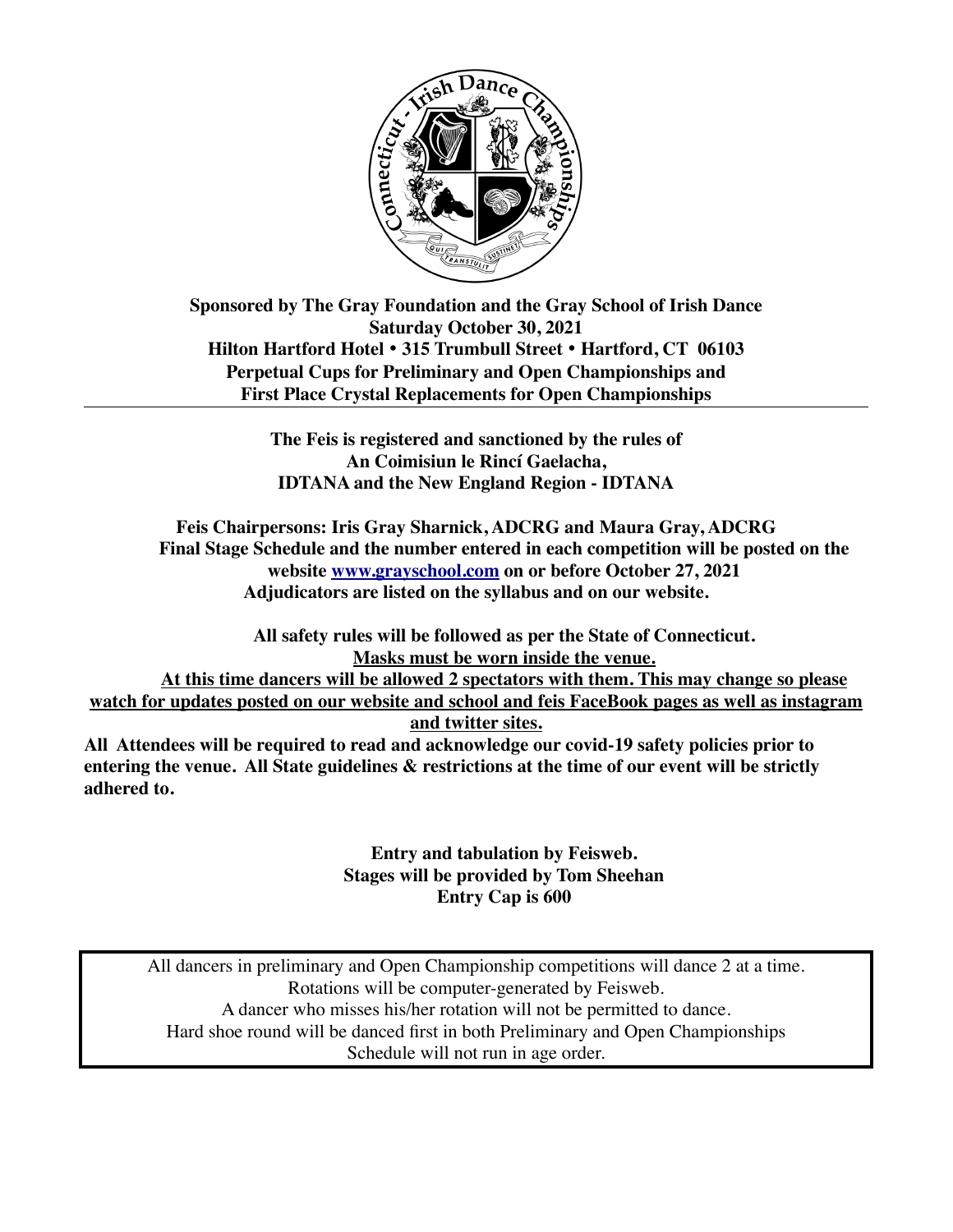**Sponsored by The Gray Foundation and the Gray School of Irish Dance**
**Saturday October 30, 2021**
**Hilton Hartford Hotel • 315 Trumbull Street • Hartford, CT 06103**
**Perpetual Cups for Preliminary and Open Championships and**
**First Place Crystal Replacements for Open Championships**

---

**The Feis is registered and sanctioned by the rules of**
**An Coimisiun le Rincí Gaelacha,**
**IDTANA and the New England Region - IDTANA**

**Feis Chairpersons: Iris Gray Sharnick, ADCRG and Maura Gray, ADCRG**
**Final Stage Schedule and the number entered in each competition will be posted on the website [www.grayschool.com](http://www.grayschool.com) on or before October 27, 2021**
**Adjudicators are listed on the syllabus and on our website.**

**All safety rules will be followed as per the State of Connecticut.**
**<u>Masks must be worn inside the venue.</u>**
**<u>At this time dancers will be allowed 2 spectators with them. This may change so please watch for updates posted on our website and school and feis FaceBook pages as well as instagram and twitter sites.</u>**
**All Attendees will be required to read and acknowledge our covid-19 safety policies prior to entering the venue. All State guidelines & restrictions at the time of our event will be strictly adhered to.**

**Entry and tabulation by Feisweb.**
**Stages will be provided by Tom Sheehan**
**Entry Cap is 600**

All dancers in preliminary and Open Championship competitions will dance 2 at a time.
Rotations will be computer-generated by Feisweb.
A dancer who misses his/her rotation will not be permitted to dance.
Hard shoe round will be danced first in both Preliminary and Open Championships
Schedule will not run in age order.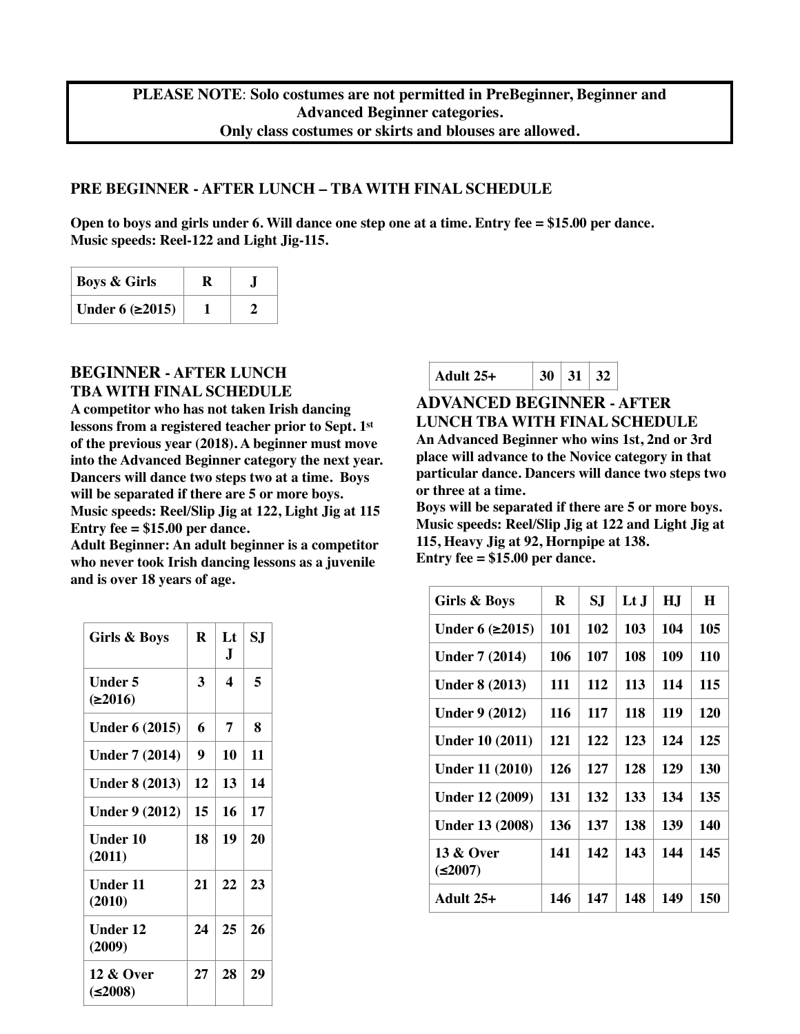**PLEASE NOTE**: **Solo costumes are not permitted in PreBeginner, Beginner and Advanced Beginner categories.**
**Only class costumes or skirts and blouses are allowed.**

## PRE BEGINNER - AFTER LUNCH – TBA WITH FINAL SCHEDULE

**Open to boys and girls under 6. Will dance one step one at a time. Entry fee = $15.00 per dance.**
**Music speeds: Reel-122 and Light Jig-115.**

| Boys & Girls | R | J |
|---|---|---|
| Under 6 (≥2015) | 1 | 2 |

## BEGINNER - AFTER LUNCH TBA WITH FINAL SCHEDULE

**A competitor who has not taken Irish dancing lessons from a registered teacher prior to Sept. 1st of the previous year (2018). A beginner must move into the Advanced Beginner category the next year. Dancers will dance two steps two at a time. Boys will be separated if there are 5 or more boys.**
**Music speeds: Reel/Slip Jig at 122, Light Jig at 115**
**Entry fee = $15.00 per dance.**
**Adult Beginner: An adult beginner is a competitor who never took Irish dancing lessons as a juvenile and is over 18 years of age.**

| Girls & Boys | R | Lt J | SJ |
|---|---|---|---|
| Under 5 (≥2016) | 3 | 4 | 5 |
| Under 6 (2015) | 6 | 7 | 8 |
| Under 7 (2014) | 9 | 10 | 11 |
| Under 8 (2013) | 12 | 13 | 14 |
| Under 9 (2012) | 15 | 16 | 17 |
| Under 10 (2011) | 18 | 19 | 20 |
| Under 11 (2010) | 21 | 22 | 23 |
| Under 12 (2009) | 24 | 25 | 26 |
| 12 & Over (≤2008) | 27 | 28 | 29 |
| Adult 25+ | 30 | 31 | 32 |

## ADVANCED BEGINNER - AFTER LUNCH TBA WITH FINAL SCHEDULE

**An Advanced Beginner who wins 1st, 2nd or 3rd place will advance to the Novice category in that particular dance. Dancers will dance two steps two or three at a time.**
**Boys will be separated if there are 5 or more boys.**
**Music speeds: Reel/Slip Jig at 122 and Light Jig at 115, Heavy Jig at 92, Hornpipe at 138.**
**Entry fee = $15.00 per dance.**

| Girls & Boys | R | SJ | Lt J | HJ | H |
|---|---|---|---|---|---|
| Under 6 (≥2015) | 101 | 102 | 103 | 104 | 105 |
| Under 7 (2014) | 106 | 107 | 108 | 109 | 110 |
| Under 8 (2013) | 111 | 112 | 113 | 114 | 115 |
| Under 9 (2012) | 116 | 117 | 118 | 119 | 120 |
| Under 10 (2011) | 121 | 122 | 123 | 124 | 125 |
| Under 11 (2010) | 126 | 127 | 128 | 129 | 130 |
| Under 12 (2009) | 131 | 132 | 133 | 134 | 135 |
| Under 13 (2008) | 136 | 137 | 138 | 139 | 140 |
| 13 & Over (≤2007) | 141 | 142 | 143 | 144 | 145 |
| Adult 25+ | 146 | 147 | 148 | 149 | 150 |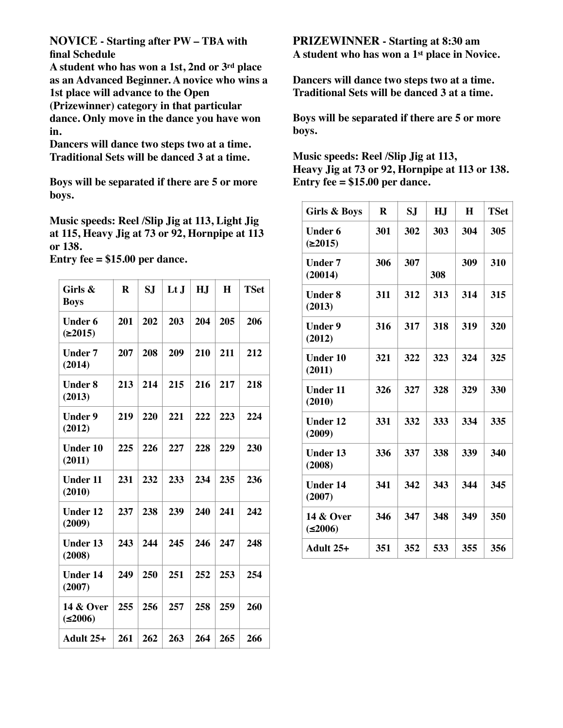**NOVICE - Starting after PW – TBA with final Schedule**

**A student who has won a 1st, 2nd or 3rd place as an Advanced Beginner. A novice who wins a 1st place will advance to the Open (Prizewinner) category in that particular dance. Only move in the dance you have won in.**

**Dancers will dance two steps two at a time. Traditional Sets will be danced 3 at a time.**

**Boys will be separated if there are 5 or more boys.**

**Music speeds: Reel /Slip Jig at 113, Light Jig at 115, Heavy Jig at 73 or 92, Hornpipe at 113 or 138.**
**Entry fee = $15.00 per dance.**

| Girls & Boys | R | SJ | Lt J | HJ | H | TSet |
|---|---|---|---|---|---|---|
| Under 6 (≥2015) | 201 | 202 | 203 | 204 | 205 | 206 |
| Under 7 (2014) | 207 | 208 | 209 | 210 | 211 | 212 |
| Under 8 (2013) | 213 | 214 | 215 | 216 | 217 | 218 |
| Under 9 (2012) | 219 | 220 | 221 | 222 | 223 | 224 |
| Under 10 (2011) | 225 | 226 | 227 | 228 | 229 | 230 |
| Under 11 (2010) | 231 | 232 | 233 | 234 | 235 | 236 |
| Under 12 (2009) | 237 | 238 | 239 | 240 | 241 | 242 |
| Under 13 (2008) | 243 | 244 | 245 | 246 | 247 | 248 |
| Under 14 (2007) | 249 | 250 | 251 | 252 | 253 | 254 |
| 14 & Over (≤2006) | 255 | 256 | 257 | 258 | 259 | 260 |
| Adult 25+ | 261 | 262 | 263 | 264 | 265 | 266 |

**PRIZEWINNER - Starting at 8:30 am**
**A student who has won a 1st place in Novice.**

**Dancers will dance two steps two at a time. Traditional Sets will be danced 3 at a time.**

**Boys will be separated if there are 5 or more boys.**

**Music speeds: Reel /Slip Jig at 113, Heavy Jig at 73 or 92, Hornpipe at 113 or 138.**
**Entry fee = $15.00 per dance.**

| Girls & Boys | R | SJ | HJ | H | TSet |
|---|---|---|---|---|---|
| Under 6 (≥2015) | 301 | 302 | 303 | 304 | 305 |
| Under 7 (20014) | 306 | 307 | 308 | 309 | 310 |
| Under 8 (2013) | 311 | 312 | 313 | 314 | 315 |
| Under 9 (2012) | 316 | 317 | 318 | 319 | 320 |
| Under 10 (2011) | 321 | 322 | 323 | 324 | 325 |
| Under 11 (2010) | 326 | 327 | 328 | 329 | 330 |
| Under 12 (2009) | 331 | 332 | 333 | 334 | 335 |
| Under 13 (2008) | 336 | 337 | 338 | 339 | 340 |
| Under 14 (2007) | 341 | 342 | 343 | 344 | 345 |
| 14 & Over (≤2006) | 346 | 347 | 348 | 349 | 350 |
| Adult 25+ | 351 | 352 | 533 | 355 | 356 |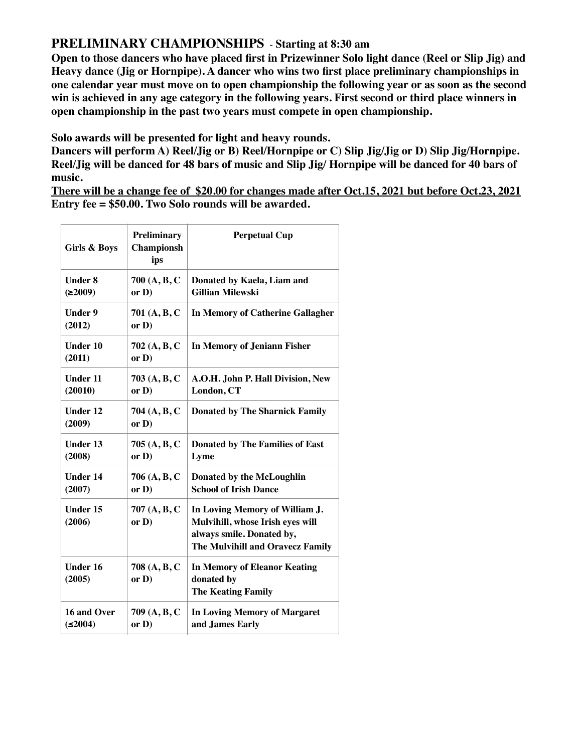## PRELIMINARY CHAMPIONSHIPS - Starting at 8:30 am

**Open to those dancers who have placed first in Prizewinner Solo light dance (Reel or Slip Jig) and Heavy dance (Jig or Hornpipe). A dancer who wins two first place preliminary championships in one calendar year must move on to open championship the following year or as soon as the second win is achieved in any age category in the following years. First second or third place winners in open championship in the past two years must compete in open championship.**

**Solo awards will be presented for light and heavy rounds.**
**Dancers will perform A) Reel/Jig or B) Reel/Hornpipe or C) Slip Jig/Jig or D) Slip Jig/Hornpipe. Reel/Jig will be danced for 48 bars of music and Slip Jig/ Hornpipe will be danced for 40 bars of music.**
**<u>There will be a change fee of $20.00 for changes made after Oct.15, 2021 but before Oct.23, 2021</u>**
**Entry fee = $50.00. Two Solo rounds will be awarded.**

| Girls & Boys | Preliminary Championships | Perpetual Cup |
|---|---|---|
| Under 8 (≥2009) | 700 (A, B, C or D) | Donated by Kaela, Liam and Gillian Milewski |
| Under 9 (2012) | 701 (A, B, C or D) | In Memory of Catherine Gallagher |
| Under 10 (2011) | 702 (A, B, C or D) | In Memory of Jeniann Fisher |
| Under 11 (20010) | 703 (A, B, C or D) | A.O.H. John P. Hall Division, New London, CT |
| Under 12 (2009) | 704 (A, B, C or D) | Donated by The Sharnick Family |
| Under 13 (2008) | 705 (A, B, C or D) | Donated by The Families of East Lyme |
| Under 14 (2007) | 706 (A, B, C or D) | Donated by the McLoughlin School of Irish Dance |
| Under 15 (2006) | 707 (A, B, C or D) | In Loving Memory of William J. Mulvihill, whose Irish eyes will always smile. Donated by, The Mulvihill and Oravecz Family |
| Under 16 (2005) | 708 (A, B, C or D) | In Memory of Eleanor Keating donated by The Keating Family |
| 16 and Over (≤2004) | 709 (A, B, C or D) | In Loving Memory of Margaret and James Early |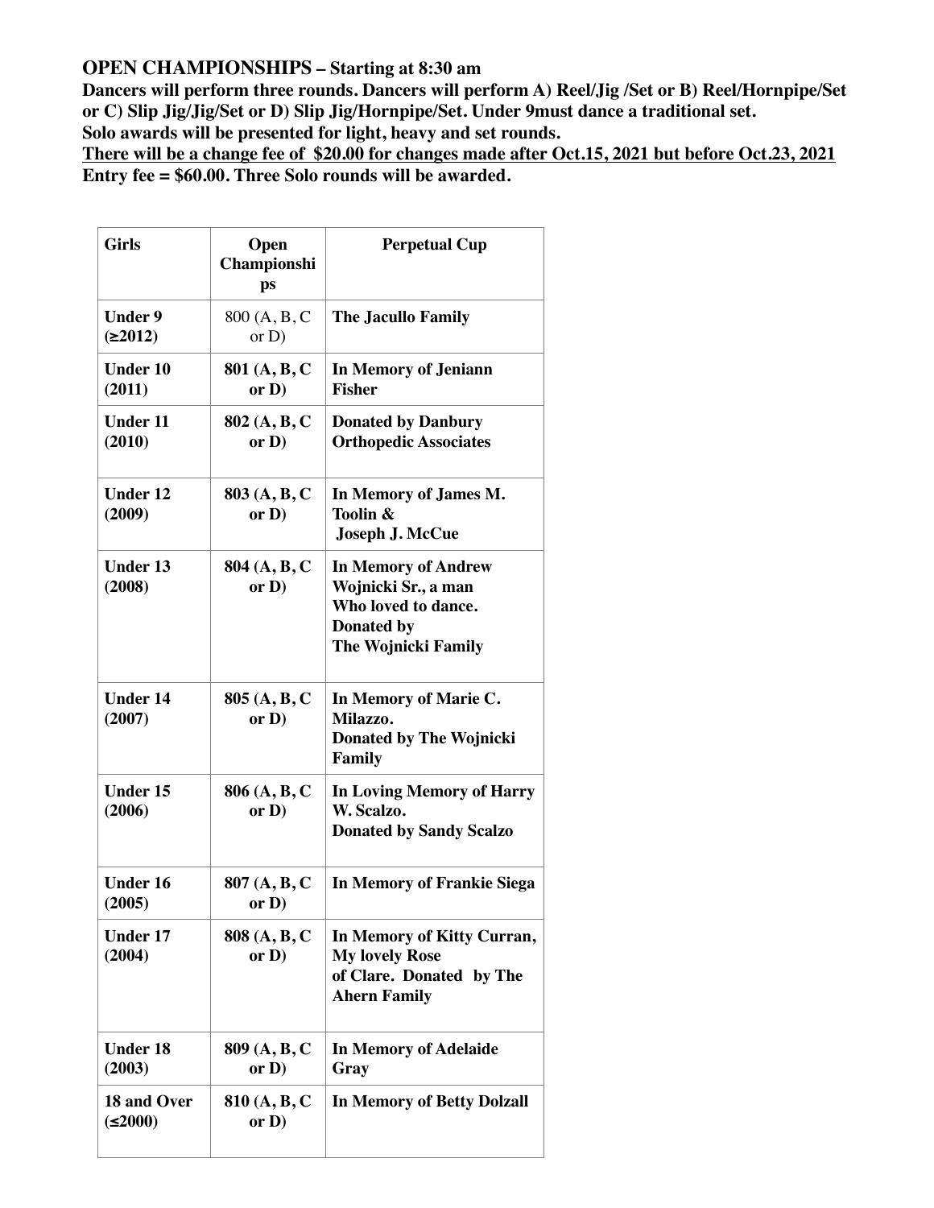**OPEN CHAMPIONSHIPS – Starting at 8:30 am**

**Dancers will perform three rounds. Dancers will perform A) Reel/Jig /Set or B) Reel/Hornpipe/Set or C) Slip Jig/Jig/Set or D) Slip Jig/Hornpipe/Set. Under 9must dance a traditional set.**

**Solo awards will be presented for light, heavy and set rounds.**

**<u>There will be a change fee of $20.00 for changes made after Oct.15, 2021 but before Oct.23, 2021</u>**

**Entry fee = $60.00. Three Solo rounds will be awarded.**

| Girls | Open Championships | Perpetual Cup |
|---|---|---|
| **Under 9 (≥2012)** | 800 (A, B, C or D) | **The Jacullo Family** |
| **Under 10 (2011)** | **801 (A, B, C or D)** | **In Memory of Jeniann Fisher** |
| **Under 11 (2010)** | **802 (A, B, C or D)** | **Donated by Danbury Orthopedic Associates** |
| **Under 12 (2009)** | **803 (A, B, C or D)** | **In Memory of James M. Toolin & Joseph J. McCue** |
| **Under 13 (2008)** | **804 (A, B, C or D)** | **In Memory of Andrew Wojnicki Sr., a man Who loved to dance. Donated by The Wojnicki Family** |
| **Under 14 (2007)** | **805 (A, B, C or D)** | **In Memory of Marie C. Milazzo. Donated by The Wojnicki Family** |
| **Under 15 (2006)** | **806 (A, B, C or D)** | **In Loving Memory of Harry W. Scalzo. Donated by Sandy Scalzo** |
| **Under 16 (2005)** | **807 (A, B, C or D)** | **In Memory of Frankie Siega** |
| **Under 17 (2004)** | **808 (A, B, C or D)** | **In Memory of Kitty Curran, My lovely Rose of Clare. Donated by The Ahern Family** |
| **Under 18 (2003)** | **809 (A, B, C or D)** | **In Memory of Adelaide Gray** |
| **18 and Over (≤2000)** | **810 (A, B, C or D)** | **In Memory of Betty Dolzall** |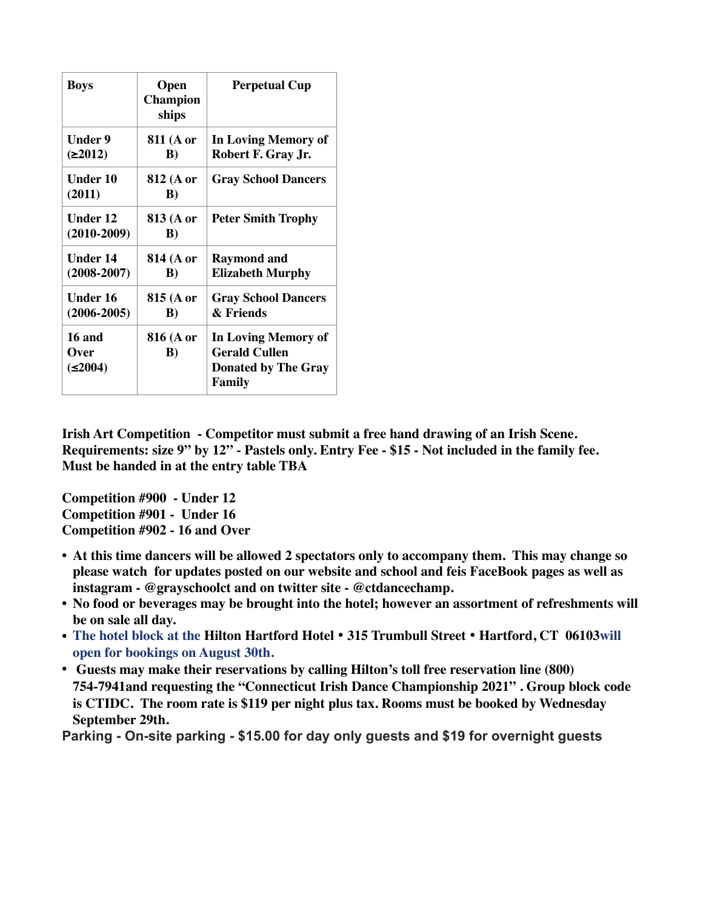| Boys | Open Championships | Perpetual Cup |
| --- | --- | --- |
| Under 9 (≥2012) | 811 (A or B) | In Loving Memory of Robert F. Gray Jr. |
| Under 10 (2011) | 812 (A or B) | Gray School Dancers |
| Under 12 (2010-2009) | 813 (A or B) | Peter Smith Trophy |
| Under 14 (2008-2007) | 814 (A or B) | Raymond and Elizabeth Murphy |
| Under 16 (2006-2005) | 815 (A or B) | Gray School Dancers & Friends |
| 16 and Over (≤2004) | 816 (A or B) | In Loving Memory of Gerald Cullen Donated by The Gray Family |

**Irish Art Competition - Competitor must submit a free hand drawing of an Irish Scene. Requirements: size 9" by 12" - Pastels only. Entry Fee - $15 - Not included in the family fee. Must be handed in at the entry table TBA**

**Competition #900 - Under 12**
**Competition #901 - Under 16**
**Competition #902 - 16 and Over**

- **At this time dancers will be allowed 2 spectators only to accompany them. This may change so please watch for updates posted on our website and school and feis FaceBook pages as well as instagram - @grayschoolct and on twitter site - @ctdancechamp.**
- **No food or beverages may be brought into the hotel; however an assortment of refreshments will be on sale all day.**
- **The hotel block at the Hilton Hartford Hotel • 315 Trumbull Street • Hartford, CT 06103will open for bookings on August 30th.**
- **Guests may make their reservations by calling Hilton's toll free reservation line (800) 754-7941and requesting the "Connecticut Irish Dance Championship 2021" . Group block code is CTIDC. The room rate is $119 per night plus tax. Rooms must be booked by Wednesday September 29th.**

**Parking - On-site parking - $15.00 for day only guests and $19 for overnight guests**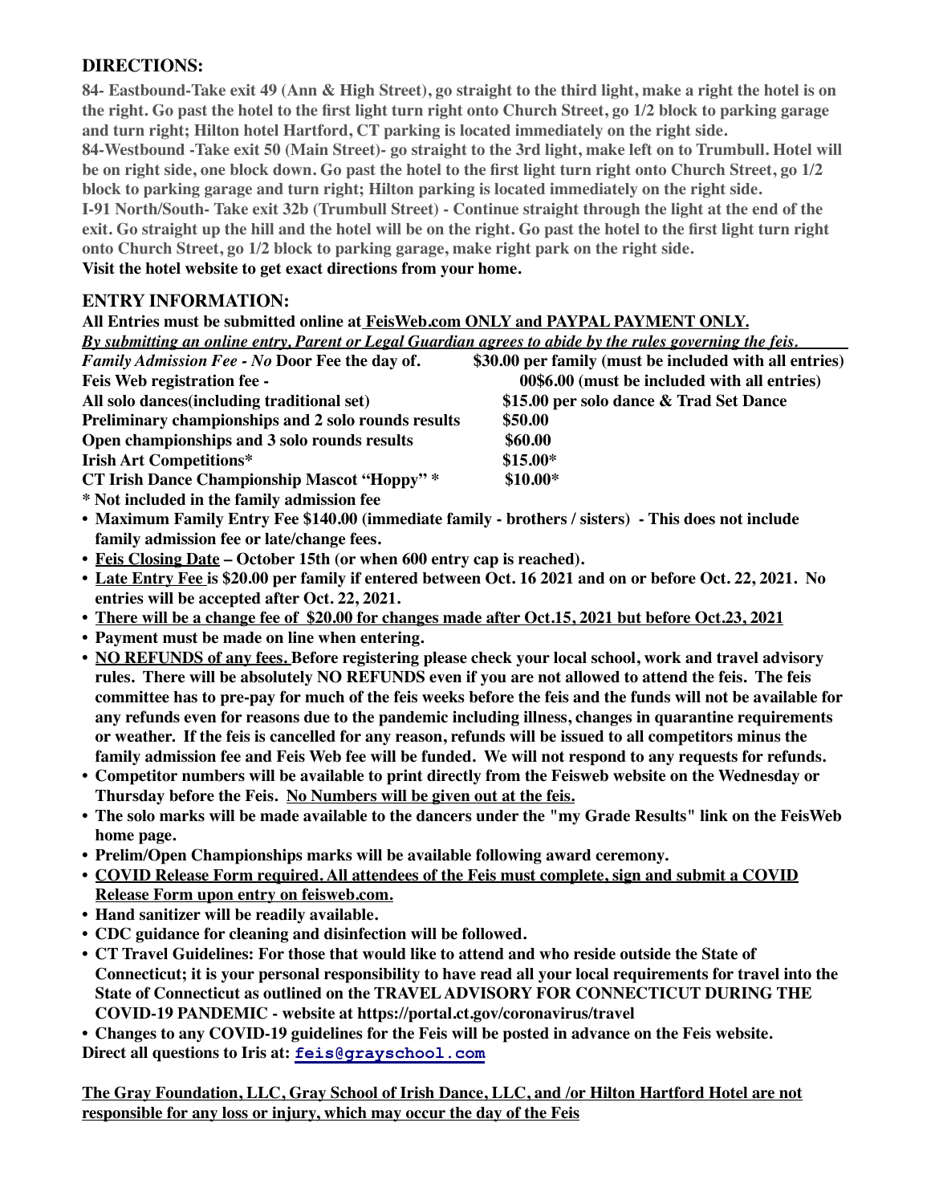## DIRECTIONS:

**84- Eastbound-Take exit 49 (Ann & High Street), go straight to the third light, make a right the hotel is on the right. Go past the hotel to the first light turn right onto Church Street, go 1/2 block to parking garage and turn right; Hilton hotel Hartford, CT parking is located immediately on the right side.**
**84-Westbound -Take exit 50 (Main Street)- go straight to the 3rd light, make left on to Trumbull. Hotel will be on right side, one block down. Go past the hotel to the first light turn right onto Church Street, go 1/2 block to parking garage and turn right; Hilton parking is located immediately on the right side.**
**I-91 North/South- Take exit 32b (Trumbull Street) - Continue straight through the light at the end of the exit. Go straight up the hill and the hotel will be on the right. Go past the hotel to the first light turn right onto Church Street, go 1/2 block to parking garage, make right park on the right side.**
**Visit the hotel website to get exact directions from your home.**

## ENTRY INFORMATION:

**All Entries must be submitted online at FeisWeb.com ONLY and PAYPAL PAYMENT ONLY.**
***By submitting an online entry, Parent or Legal Guardian agrees to abide by the rules governing the feis.***

| | |
|---|---|
| ***Family Admission Fee - No*** **Door Fee the day of.** | **$30.00 per family (must be included with all entries)** |
| **Feis Web registration fee -** | **00$6.00 (must be included with all entries)** |
| **All solo dances(including traditional set)** | **$15.00 per solo dance & Trad Set Dance** |
| **Preliminary championships and 2 solo rounds results** | **$50.00** |
| **Open championships and 3 solo rounds results** | **$60.00** |
| **Irish Art Competitions*** | **$15.00*** |
| **CT Irish Dance Championship Mascot "Hoppy" *** | **$10.00*** |

**\* Not included in the family admission fee**

- **Maximum Family Entry Fee $140.00 (immediate family - brothers / sisters) - This does not include family admission fee or late/change fees.**
- **Feis Closing Date – October 15th (or when 600 entry cap is reached).**
- **Late Entry Fee is $20.00 per family if entered between Oct. 16 2021 and on or before Oct. 22, 2021. No entries will be accepted after Oct. 22, 2021.**
- **There will be a change fee of $20.00 for changes made after Oct.15, 2021 but before Oct.23, 2021**
- **Payment must be made on line when entering.**
- **NO REFUNDS of any fees. Before registering please check your local school, work and travel advisory rules. There will be absolutely NO REFUNDS even if you are not allowed to attend the feis. The feis committee has to pre-pay for much of the feis weeks before the feis and the funds will not be available for any refunds even for reasons due to the pandemic including illness, changes in quarantine requirements or weather. If the feis is cancelled for any reason, refunds will be issued to all competitors minus the family admission fee and Feis Web fee will be funded. We will not respond to any requests for refunds.**
- **Competitor numbers will be available to print directly from the Feisweb website on the Wednesday or Thursday before the Feis. No Numbers will be given out at the feis.**
- **The solo marks will be made available to the dancers under the "my Grade Results" link on the FeisWeb home page.**
- **Prelim/Open Championships marks will be available following award ceremony.**
- **COVID Release Form required. All attendees of the Feis must complete, sign and submit a COVID Release Form upon entry on feisweb.com.**
- **Hand sanitizer will be readily available.**
- **CDC guidance for cleaning and disinfection will be followed.**
- **CT Travel Guidelines: For those that would like to attend and who reside outside the State of Connecticut; it is your personal responsibility to have read all your local requirements for travel into the State of Connecticut as outlined on the TRAVEL ADVISORY FOR CONNECTICUT DURING THE COVID-19 PANDEMIC - website at https://portal.ct.gov/coronavirus/travel**
- **Changes to any COVID-19 guidelines for the Feis will be posted in advance on the Feis website.**

**Direct all questions to Iris at: feis@grayschool.com**

**The Gray Foundation, LLC, Gray School of Irish Dance, LLC, and /or Hilton Hartford Hotel are not responsible for any loss or injury, which may occur the day of the Feis**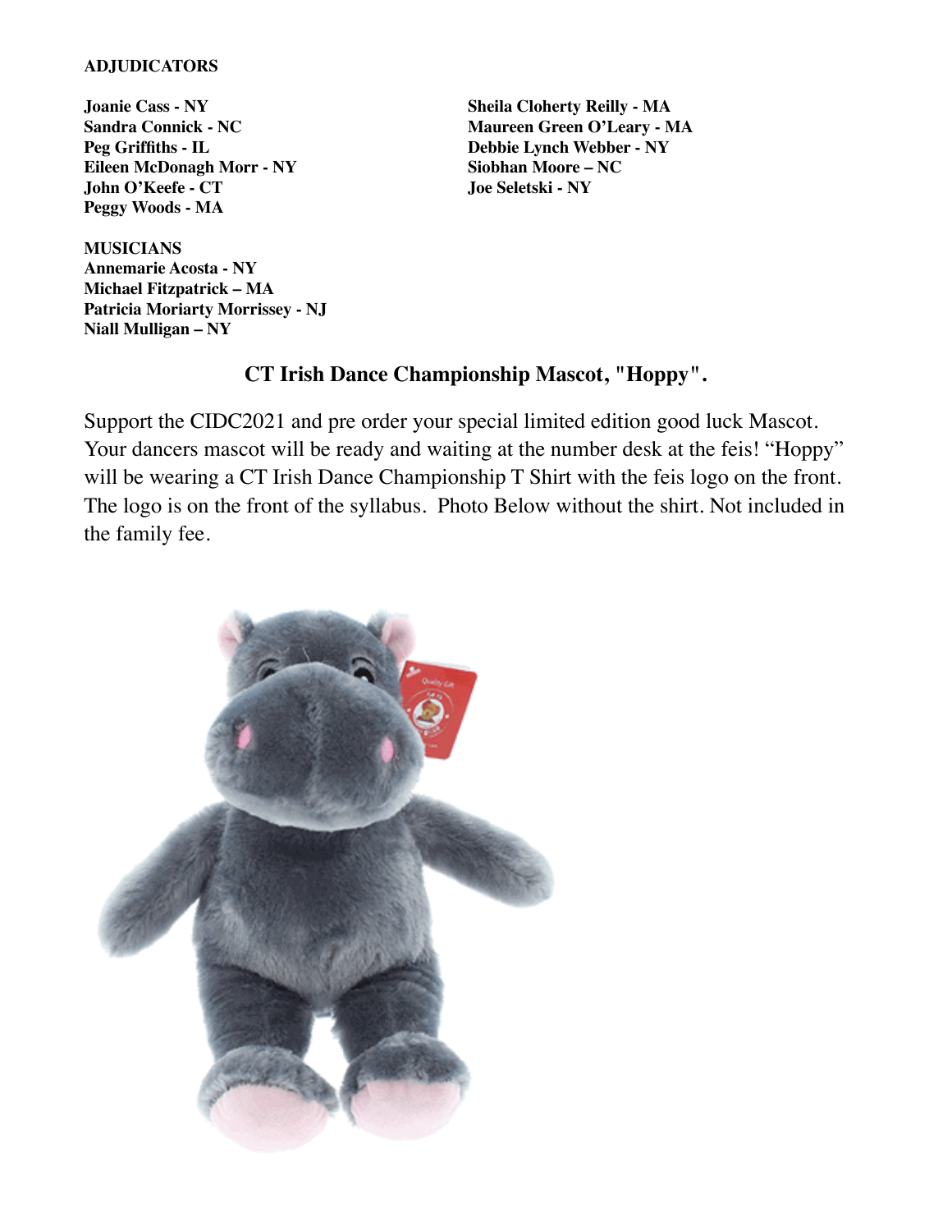**ADJUDICATORS**

**Joanie Cass - NY**
**Sandra Connick - NC**
**Peg Griffiths - IL**
**Eileen McDonagh Morr - NY**
**John O'Keefe - CT**
**Peggy Woods - MA**
**Sheila Cloherty Reilly - MA**
**Maureen Green O'Leary - MA**
**Debbie Lynch Webber - NY**
**Siobhan Moore – NC**
**Joe Seletski - NY**

**MUSICIANS**
**Annemarie Acosta - NY**
**Michael Fitzpatrick – MA**
**Patricia Moriarty Morrissey - NJ**
**Niall Mulligan – NY**

## CT Irish Dance Championship Mascot, "Hoppy".

Support the CIDC2021 and pre order your special limited edition good luck Mascot. Your dancers mascot will be ready and waiting at the number desk at the feis! "Hoppy" will be wearing a CT Irish Dance Championship T Shirt with the feis logo on the front. The logo is on the front of the syllabus. Photo Below without the shirt. Not included in the family fee.